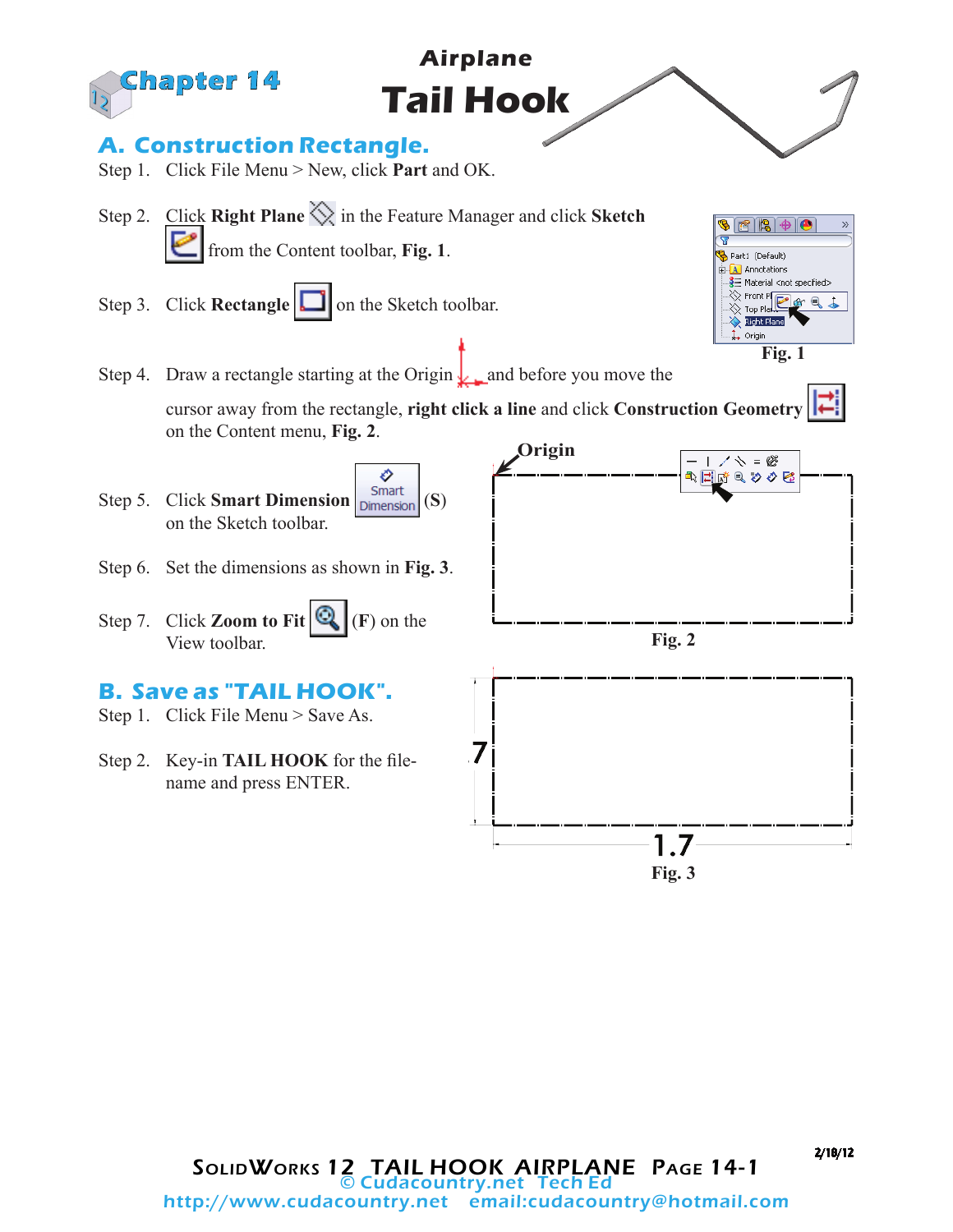Chapter 14

# Airplane Tail Hook

## A. Construction Rectangle.

Step 1. Click File Menu > New, click **Part** and OK.

Step 2. Click **Right Plane** in the Feature Manager and click **Sketch** from the Content toolbar, **Fig. 1**.

Step 3. Click **Rectangle** on the Sketch toolbar.

Step 4. Draw a rectangle starting at the Origin and before you move the cursor away from the rectangle, **right click a line** and click **Construction Geometry** on the Content menu, **Fig. 2**.

Step 5. Click **Smart Dimension** (**S**) on the Sketch toolbar.

Step 6. Set the dimensions as shown in **Fig. 3**.

Step 7. Click **Zoom to Fit** (**F**) on the View toolbar.

Fig. 1

Origin

Fig. 2

7

1.7

Fig. 3

## B. Save as "TAIL HOOK".

Step 1. Click File Menu > Save As.

Step 2. Key-in **TAIL HOOK** for the file-name and press ENTER.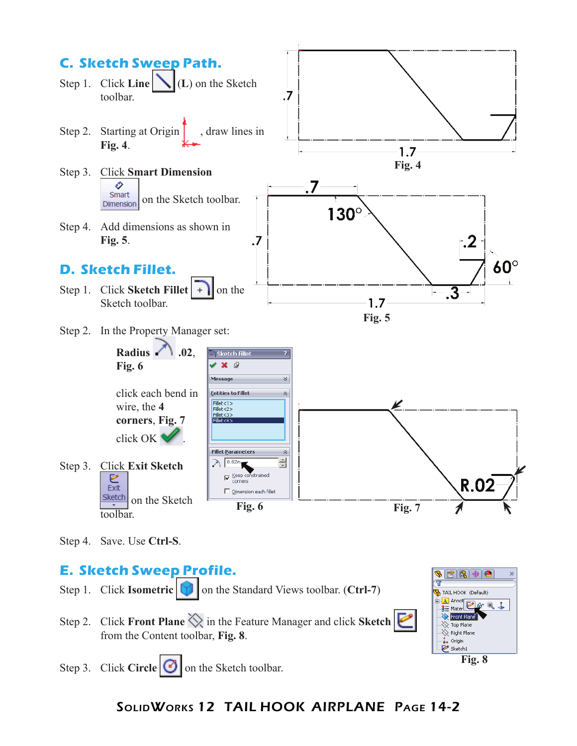## C. Sketch Sweep Path.

Step 1. Click **Line** (**L**) on the Sketch toolbar.

Step 2. Starting at Origin, draw lines in **Fig. 4**.

Step 3. Click **Smart Dimension** on the Sketch toolbar.

Step 4. Add dimensions as shown in **Fig. 5**.

.7

1.7

**Fig. 4**

.7

130°

.7

.2

60°

.3

1.7

**Fig. 5**

## D. Sketch Fillet.

Step 1. Click **Sketch Fillet** on the Sketch toolbar.

Step 2. In the Property Manager set:

**Radius** .02, **Fig. 6**

click each bend in wire, the **4 corners**, **Fig. 7**

click OK.

Step 3. Click **Exit Sketch** on the Sketch toolbar.

Step 4. Save. Use **Ctrl-S**.

**Fig. 6**

R.02

**Fig. 7**

## E. Sketch Sweep Profile.

Step 1. Click **Isometric** on the Standard Views toolbar. (**Ctrl-7**)

Step 2. Click **Front Plane** in the Feature Manager and click **Sketch** from the Content toolbar, **Fig. 8**.

Step 3. Click **Circle** on the Sketch toolbar.

**Fig. 8**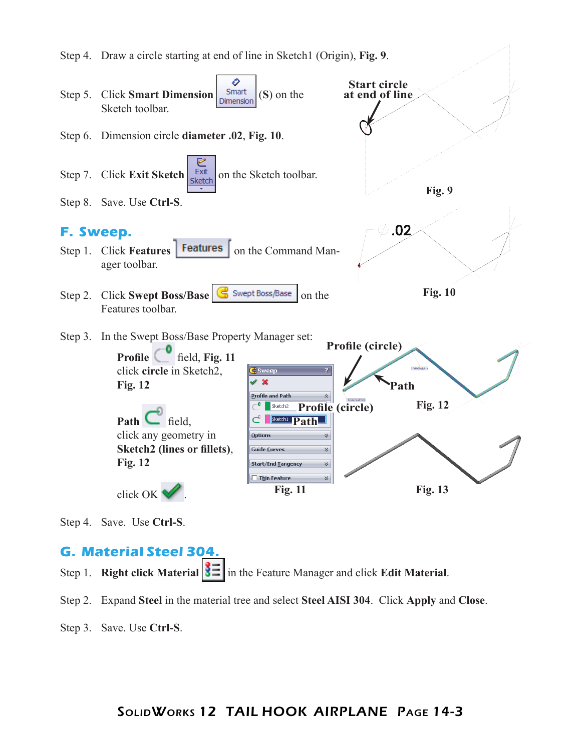Step 4. Draw a circle starting at end of line in Sketch1 (Origin), **Fig. 9**.

Step 5. Click **Smart Dimension** (S) on the Sketch toolbar.

Step 6. Dimension circle **diameter .02**, **Fig. 10**.

Step 7. Click **Exit Sketch** on the Sketch toolbar.

Step 8. Save. Use **Ctrl-S**.

Start circle at end of line

Fig. 9

.02

Fig. 10

## F. Sweep.

Step 1. Click **Features** on the Command Manager toolbar.

Step 2. Click **Swept Boss/Base** on the Features toolbar.

Step 3. In the Swept Boss/Base Property Manager set:

**Profile** field, **Fig. 11** click **circle** in Sketch2, **Fig. 12**

**Path** field, click any geometry in **Sketch2 (lines or fillets)**, **Fig. 12**

click OK.

Profile (circle)

Path

Fig. 11

Fig. 12

Fig. 13

Step 4. Save. Use **Ctrl-S**.

## G. Material Steel 304.

Step 1. **Right click Material** in the Feature Manager and click **Edit Material**.

Step 2. Expand **Steel** in the material tree and select **Steel AISI 304**. Click **Apply** and **Close**.

Step 3. Save. Use **Ctrl-S**.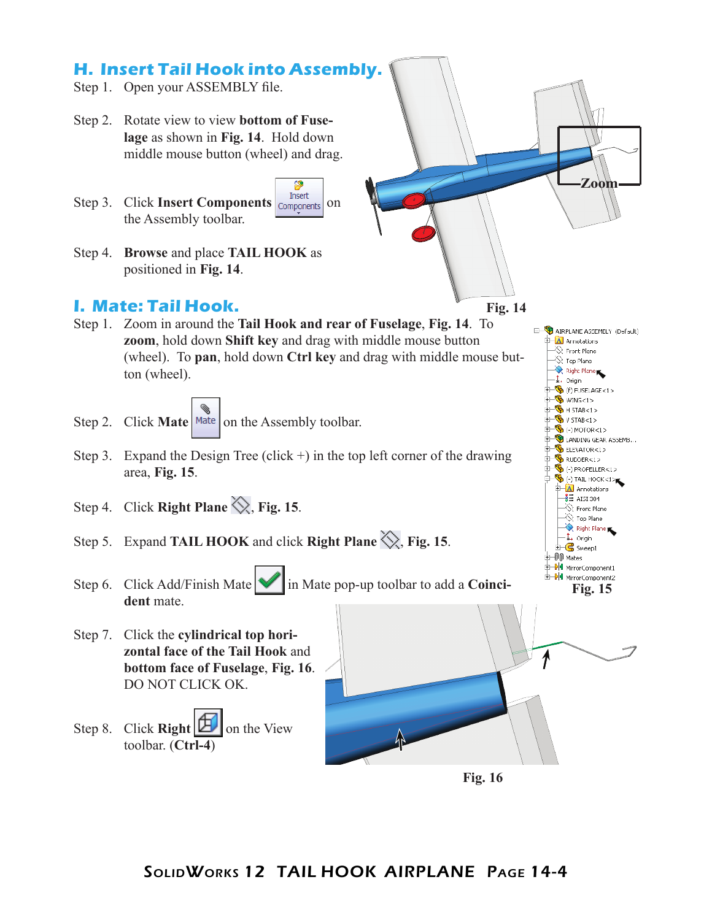## H. Insert Tail Hook into Assembly.

Step 1. Open your ASSEMBLY file.

Step 2. Rotate view to view **bottom of Fuselage** as shown in **Fig. 14**. Hold down middle mouse button (wheel) and drag.

Step 3. Click **Insert Components** on the Assembly toolbar.

Step 4. **Browse** and place **TAIL HOOK** as positioned in **Fig. 14**.

Fig. 14

## I. Mate: Tail Hook.

Step 1. Zoom in around the **Tail Hook and rear of Fuselage**, **Fig. 14**. To **zoom**, hold down **Shift key** and drag with middle mouse button (wheel). To **pan**, hold down **Ctrl key** and drag with middle mouse button (wheel).

Step 2. Click **Mate** on the Assembly toolbar.

Step 3. Expand the Design Tree (click +) in the top left corner of the drawing area, **Fig. 15**.

Step 4. Click **Right Plane**, **Fig. 15**.

Step 5. Expand **TAIL HOOK** and click **Right Plane**, **Fig. 15**.

Step 6. Click Add/Finish Mate in Mate pop-up toolbar to add a **Coincident** mate.

Step 7. Click the **cylindrical top horizontal face of the Tail Hook** and **bottom face of Fuselage**, **Fig. 16**. DO NOT CLICK OK.

Step 8. Click **Right** on the View toolbar. (**Ctrl-4**)

Fig. 15

Fig. 16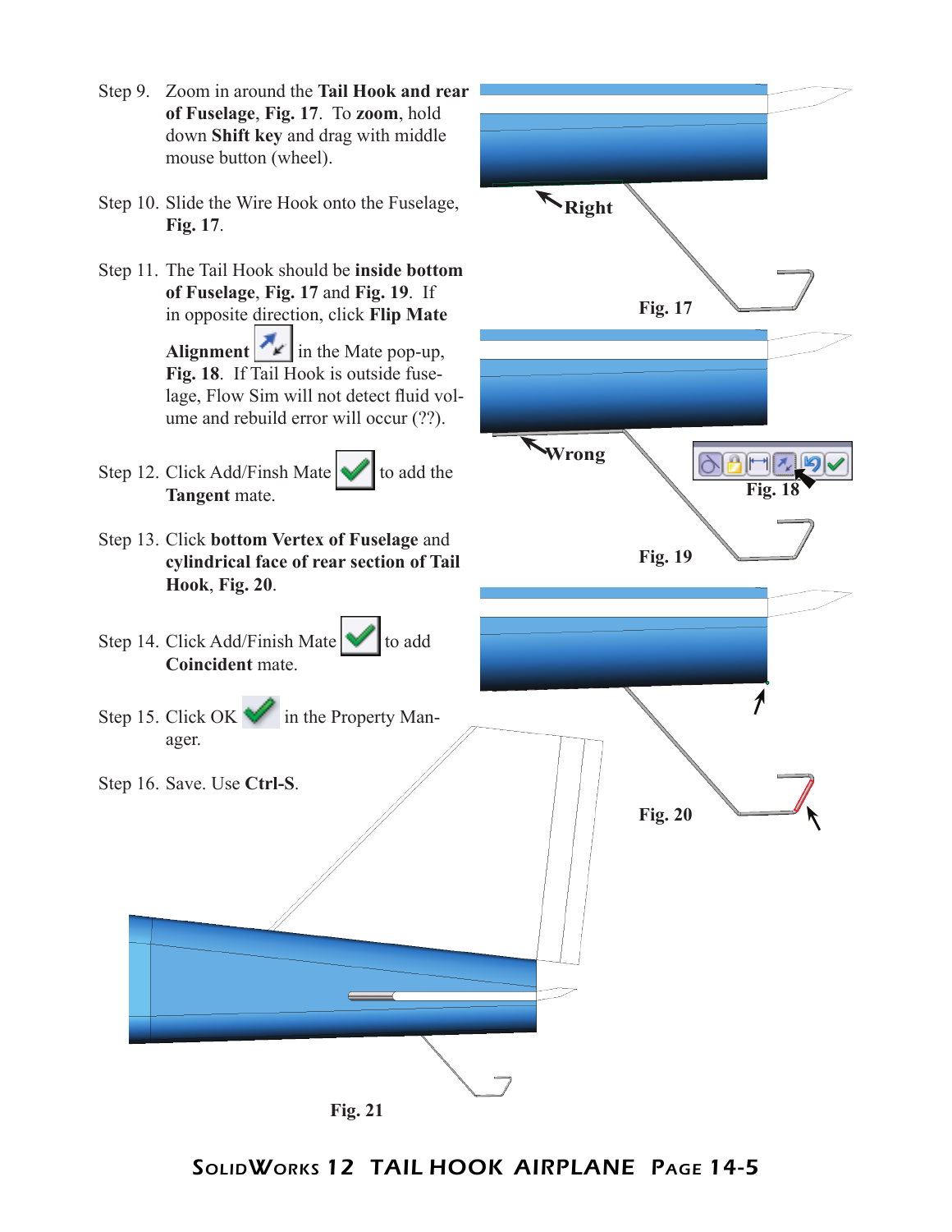Step 9. Zoom in around the **Tail Hook and rear of Fuselage**, **Fig. 17**. To **zoom**, hold down **Shift key** and drag with middle mouse button (wheel).

Step 10. Slide the Wire Hook onto the Fuselage, **Fig. 17**.

Step 11. The Tail Hook should be **inside bottom of Fuselage**, **Fig. 17** and **Fig. 19**. If in opposite direction, click **Flip Mate Alignment** in the Mate pop-up, **Fig. 18**. If Tail Hook is outside fuselage, Flow Sim will not detect fluid volume and rebuild error will occur (??).

Step 12. Click Add/Finsh Mate to add the **Tangent** mate.

Step 13. Click **bottom Vertex of Fuselage** and **cylindrical face of rear section of Tail Hook**, **Fig. 20**.

Step 14. Click Add/Finish Mate to add **Coincident** mate.

Step 15. Click OK in the Property Manager.

Step 16. Save. Use **Ctrl-S**.

Right

Fig. 17

Wrong

Fig. 18

Fig. 19

Fig. 20

Fig. 21